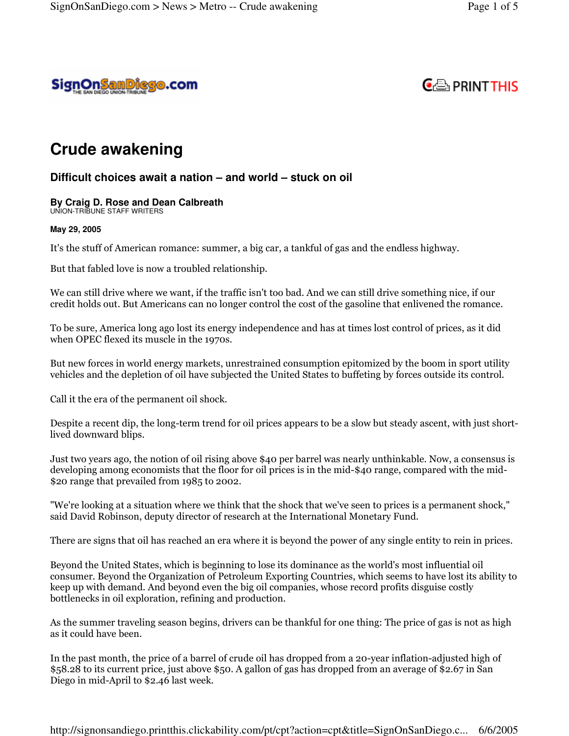# Crude awakening

## Difficult choices await a nation – and world – stuck on oil

**By Craig D. Rose and Dean Calbreath**
UNION-TRIBUNE STAFF WRITERS

**May 29, 2005**

It's the stuff of American romance: summer, a big car, a tankful of gas and the endless highway.

But that fabled love is now a troubled relationship.

We can still drive where we want, if the traffic isn't too bad. And we can still drive something nice, if our credit holds out. But Americans can no longer control the cost of the gasoline that enlivened the romance.

To be sure, America long ago lost its energy independence and has at times lost control of prices, as it did when OPEC flexed its muscle in the 1970s.

But new forces in world energy markets, unrestrained consumption epitomized by the boom in sport utility vehicles and the depletion of oil have subjected the United States to buffeting by forces outside its control.

Call it the era of the permanent oil shock.

Despite a recent dip, the long-term trend for oil prices appears to be a slow but steady ascent, with just short-lived downward blips.

Just two years ago, the notion of oil rising above $40 per barrel was nearly unthinkable. Now, a consensus is developing among economists that the floor for oil prices is in the mid-$40 range, compared with the mid-$20 range that prevailed from 1985 to 2002.

"We're looking at a situation where we think that the shock that we've seen to prices is a permanent shock," said David Robinson, deputy director of research at the International Monetary Fund.

There are signs that oil has reached an era where it is beyond the power of any single entity to rein in prices.

Beyond the United States, which is beginning to lose its dominance as the world's most influential oil consumer. Beyond the Organization of Petroleum Exporting Countries, which seems to have lost its ability to keep up with demand. And beyond even the big oil companies, whose record profits disguise costly bottlenecks in oil exploration, refining and production.

As the summer traveling season begins, drivers can be thankful for one thing: The price of gas is not as high as it could have been.

In the past month, the price of a barrel of crude oil has dropped from a 20-year inflation-adjusted high of $58.28 to its current price, just above $50. A gallon of gas has dropped from an average of $2.67 in San Diego in mid-April to $2.46 last week.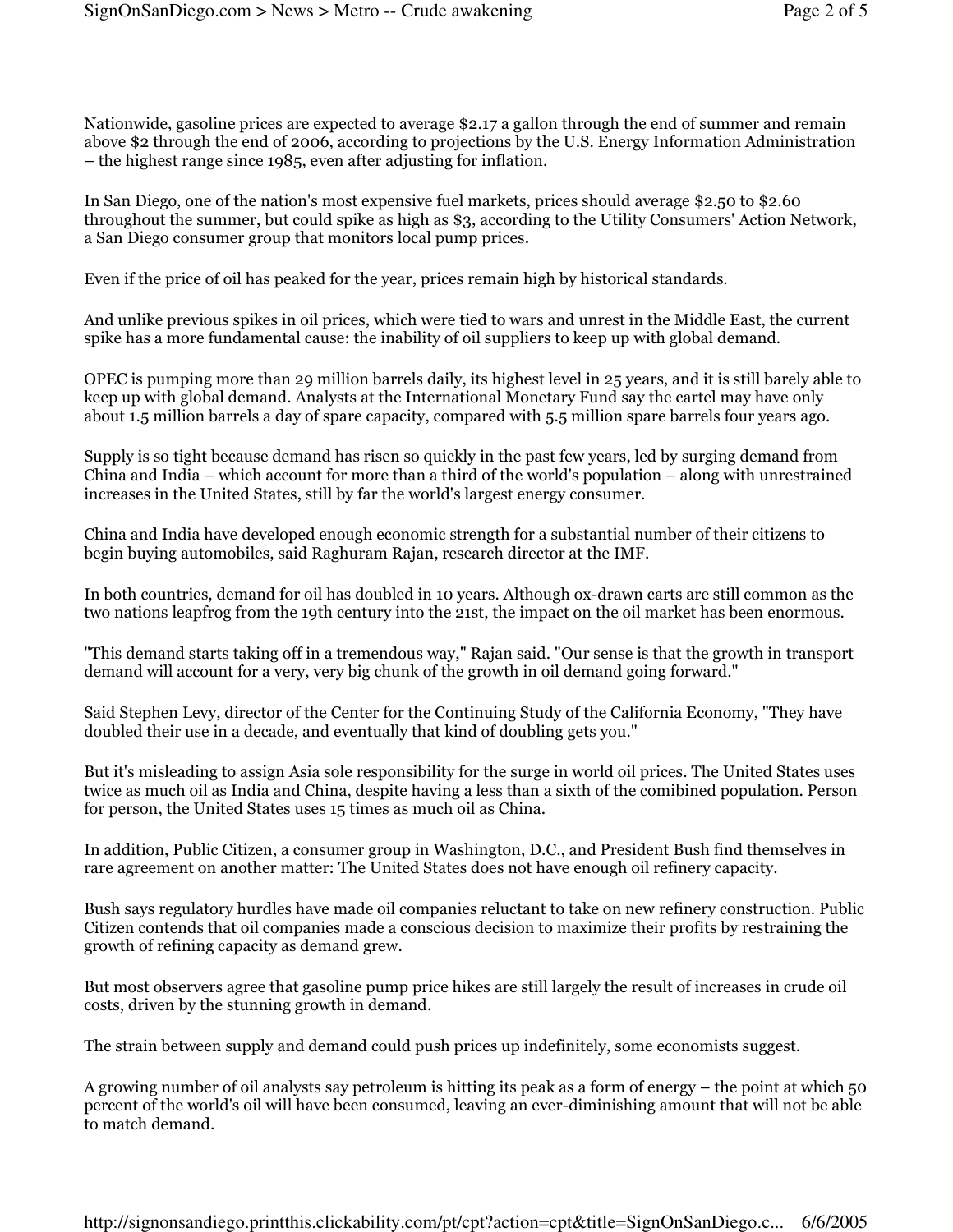Nationwide, gasoline prices are expected to average $2.17 a gallon through the end of summer and remain above $2 through the end of 2006, according to projections by the U.S. Energy Information Administration – the highest range since 1985, even after adjusting for inflation.

In San Diego, one of the nation's most expensive fuel markets, prices should average $2.50 to $2.60 throughout the summer, but could spike as high as $3, according to the Utility Consumers' Action Network, a San Diego consumer group that monitors local pump prices.

Even if the price of oil has peaked for the year, prices remain high by historical standards.

And unlike previous spikes in oil prices, which were tied to wars and unrest in the Middle East, the current spike has a more fundamental cause: the inability of oil suppliers to keep up with global demand.

OPEC is pumping more than 29 million barrels daily, its highest level in 25 years, and it is still barely able to keep up with global demand. Analysts at the International Monetary Fund say the cartel may have only about 1.5 million barrels a day of spare capacity, compared with 5.5 million spare barrels four years ago.

Supply is so tight because demand has risen so quickly in the past few years, led by surging demand from China and India – which account for more than a third of the world's population – along with unrestrained increases in the United States, still by far the world's largest energy consumer.

China and India have developed enough economic strength for a substantial number of their citizens to begin buying automobiles, said Raghuram Rajan, research director at the IMF.

In both countries, demand for oil has doubled in 10 years. Although ox-drawn carts are still common as the two nations leapfrog from the 19th century into the 21st, the impact on the oil market has been enormous.

"This demand starts taking off in a tremendous way," Rajan said. "Our sense is that the growth in transport demand will account for a very, very big chunk of the growth in oil demand going forward."

Said Stephen Levy, director of the Center for the Continuing Study of the California Economy, "They have doubled their use in a decade, and eventually that kind of doubling gets you."

But it's misleading to assign Asia sole responsibility for the surge in world oil prices. The United States uses twice as much oil as India and China, despite having a less than a sixth of the comibined population. Person for person, the United States uses 15 times as much oil as China.

In addition, Public Citizen, a consumer group in Washington, D.C., and President Bush find themselves in rare agreement on another matter: The United States does not have enough oil refinery capacity.

Bush says regulatory hurdles have made oil companies reluctant to take on new refinery construction. Public Citizen contends that oil companies made a conscious decision to maximize their profits by restraining the growth of refining capacity as demand grew.

But most observers agree that gasoline pump price hikes are still largely the result of increases in crude oil costs, driven by the stunning growth in demand.

The strain between supply and demand could push prices up indefinitely, some economists suggest.

A growing number of oil analysts say petroleum is hitting its peak as a form of energy – the point at which 50 percent of the world's oil will have been consumed, leaving an ever-diminishing amount that will not be able to match demand.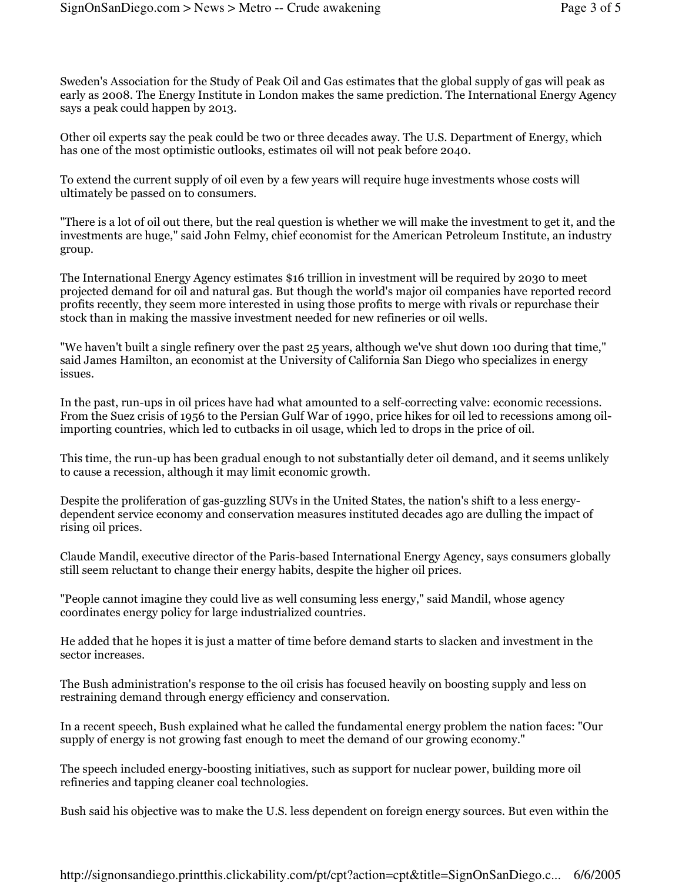Sweden's Association for the Study of Peak Oil and Gas estimates that the global supply of gas will peak as early as 2008. The Energy Institute in London makes the same prediction. The International Energy Agency says a peak could happen by 2013.

Other oil experts say the peak could be two or three decades away. The U.S. Department of Energy, which has one of the most optimistic outlooks, estimates oil will not peak before 2040.

To extend the current supply of oil even by a few years will require huge investments whose costs will ultimately be passed on to consumers.

"There is a lot of oil out there, but the real question is whether we will make the investment to get it, and the investments are huge," said John Felmy, chief economist for the American Petroleum Institute, an industry group.

The International Energy Agency estimates $16 trillion in investment will be required by 2030 to meet projected demand for oil and natural gas. But though the world's major oil companies have reported record profits recently, they seem more interested in using those profits to merge with rivals or repurchase their stock than in making the massive investment needed for new refineries or oil wells.

"We haven't built a single refinery over the past 25 years, although we've shut down 100 during that time," said James Hamilton, an economist at the University of California San Diego who specializes in energy issues.

In the past, run-ups in oil prices have had what amounted to a self-correcting valve: economic recessions. From the Suez crisis of 1956 to the Persian Gulf War of 1990, price hikes for oil led to recessions among oil-importing countries, which led to cutbacks in oil usage, which led to drops in the price of oil.

This time, the run-up has been gradual enough to not substantially deter oil demand, and it seems unlikely to cause a recession, although it may limit economic growth.

Despite the proliferation of gas-guzzling SUVs in the United States, the nation's shift to a less energy-dependent service economy and conservation measures instituted decades ago are dulling the impact of rising oil prices.

Claude Mandil, executive director of the Paris-based International Energy Agency, says consumers globally still seem reluctant to change their energy habits, despite the higher oil prices.

"People cannot imagine they could live as well consuming less energy," said Mandil, whose agency coordinates energy policy for large industrialized countries.

He added that he hopes it is just a matter of time before demand starts to slacken and investment in the sector increases.

The Bush administration's response to the oil crisis has focused heavily on boosting supply and less on restraining demand through energy efficiency and conservation.

In a recent speech, Bush explained what he called the fundamental energy problem the nation faces: "Our supply of energy is not growing fast enough to meet the demand of our growing economy."

The speech included energy-boosting initiatives, such as support for nuclear power, building more oil refineries and tapping cleaner coal technologies.

Bush said his objective was to make the U.S. less dependent on foreign energy sources. But even within the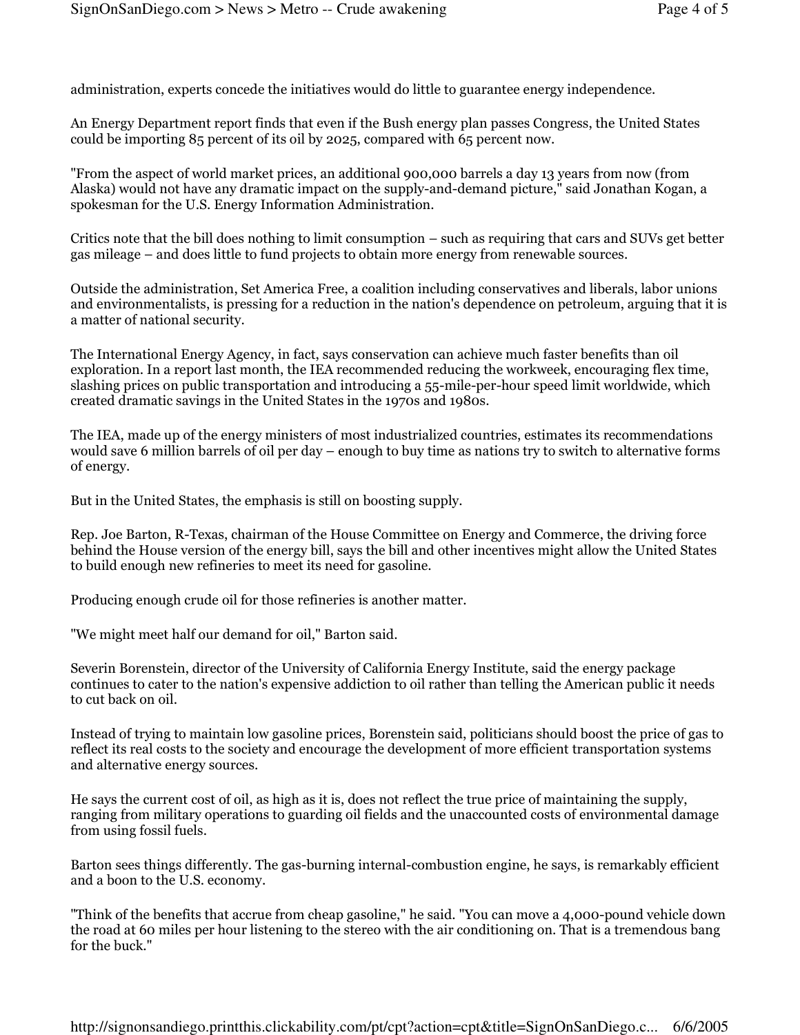administration, experts concede the initiatives would do little to guarantee energy independence.

An Energy Department report finds that even if the Bush energy plan passes Congress, the United States could be importing 85 percent of its oil by 2025, compared with 65 percent now.

"From the aspect of world market prices, an additional 900,000 barrels a day 13 years from now (from Alaska) would not have any dramatic impact on the supply-and-demand picture," said Jonathan Kogan, a spokesman for the U.S. Energy Information Administration.

Critics note that the bill does nothing to limit consumption – such as requiring that cars and SUVs get better gas mileage – and does little to fund projects to obtain more energy from renewable sources.

Outside the administration, Set America Free, a coalition including conservatives and liberals, labor unions and environmentalists, is pressing for a reduction in the nation's dependence on petroleum, arguing that it is a matter of national security.

The International Energy Agency, in fact, says conservation can achieve much faster benefits than oil exploration. In a report last month, the IEA recommended reducing the workweek, encouraging flex time, slashing prices on public transportation and introducing a 55-mile-per-hour speed limit worldwide, which created dramatic savings in the United States in the 1970s and 1980s.

The IEA, made up of the energy ministers of most industrialized countries, estimates its recommendations would save 6 million barrels of oil per day – enough to buy time as nations try to switch to alternative forms of energy.

But in the United States, the emphasis is still on boosting supply.

Rep. Joe Barton, R-Texas, chairman of the House Committee on Energy and Commerce, the driving force behind the House version of the energy bill, says the bill and other incentives might allow the United States to build enough new refineries to meet its need for gasoline.

Producing enough crude oil for those refineries is another matter.

"We might meet half our demand for oil," Barton said.

Severin Borenstein, director of the University of California Energy Institute, said the energy package continues to cater to the nation's expensive addiction to oil rather than telling the American public it needs to cut back on oil.

Instead of trying to maintain low gasoline prices, Borenstein said, politicians should boost the price of gas to reflect its real costs to the society and encourage the development of more efficient transportation systems and alternative energy sources.

He says the current cost of oil, as high as it is, does not reflect the true price of maintaining the supply, ranging from military operations to guarding oil fields and the unaccounted costs of environmental damage from using fossil fuels.

Barton sees things differently. The gas-burning internal-combustion engine, he says, is remarkably efficient and a boon to the U.S. economy.

"Think of the benefits that accrue from cheap gasoline," he said. "You can move a 4,000-pound vehicle down the road at 60 miles per hour listening to the stereo with the air conditioning on. That is a tremendous bang for the buck."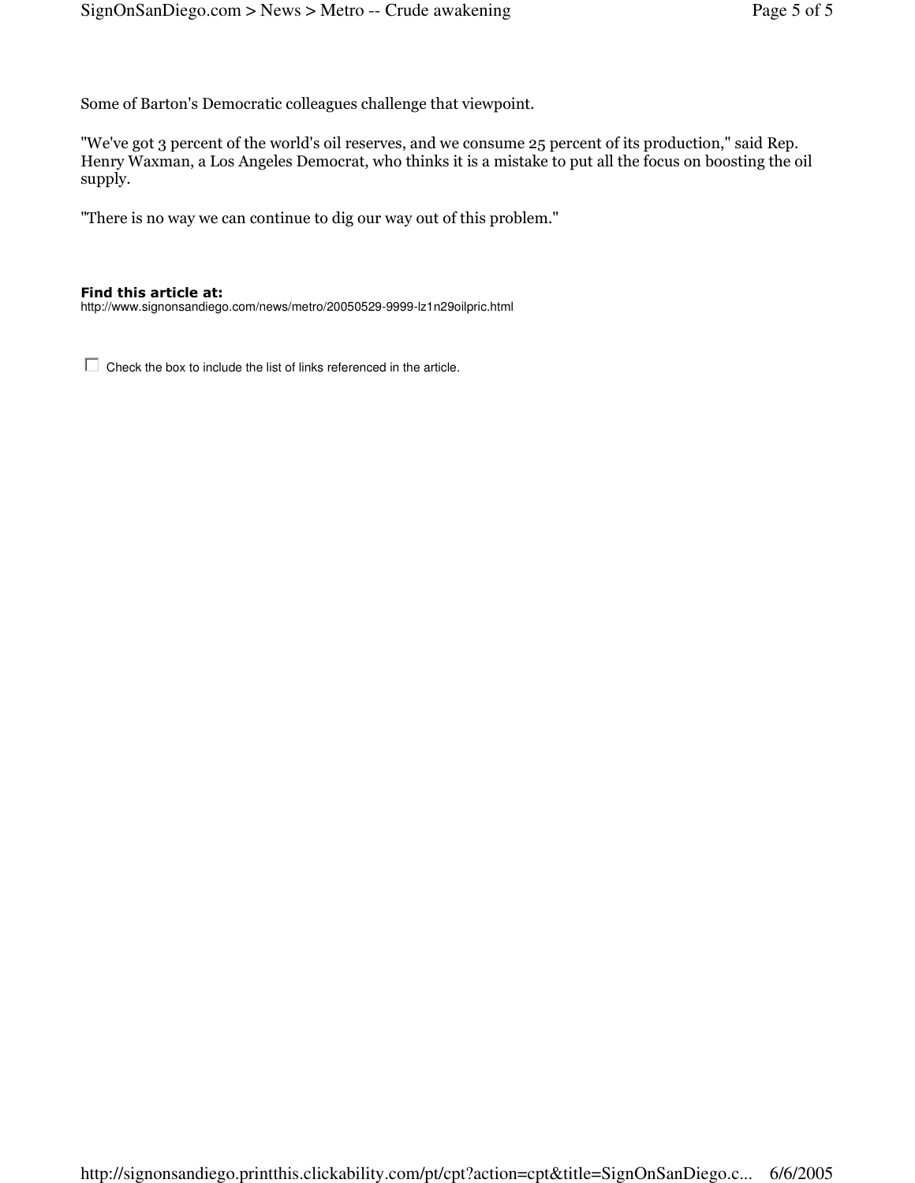Some of Barton's Democratic colleagues challenge that viewpoint.

"We've got 3 percent of the world's oil reserves, and we consume 25 percent of its production," said Rep. Henry Waxman, a Los Angeles Democrat, who thinks it is a mistake to put all the focus on boosting the oil supply.

"There is no way we can continue to dig our way out of this problem."

**Find this article at:**
http://www.signonsandiego.com/news/metro/20050529-9999-lz1n29oilpric.html

☐ Check the box to include the list of links referenced in the article.